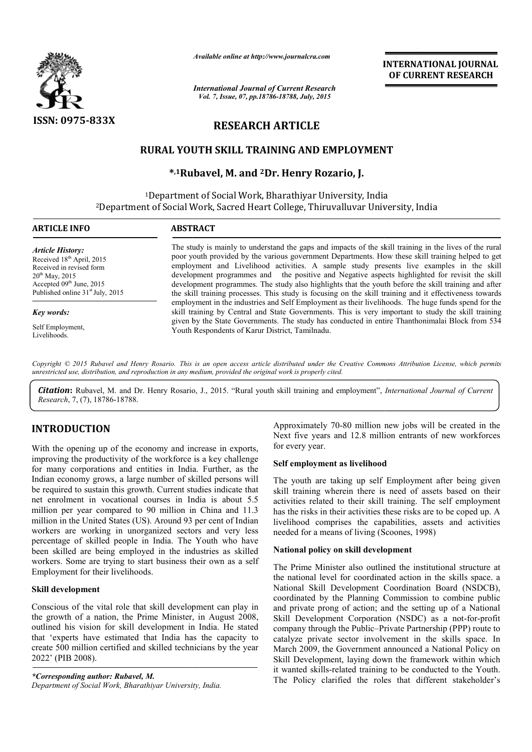# RESEARCH ARTICLE

## RURAL YOUTH SKILL TRAINING AND EMPLOYMENT

**\*,[1]Rubavel, M. and [2]Dr. Henry Rozario, J.**

[1]Department of Social Work, Bharathiyar University, India

[2]Department of Social Work, Sacred Heart College, Thiruvalluvar University, India

**ARTICLE INFO**

*Article History:*
Received 18th April, 2015
Received in revised form 20th May, 2015
Accepted 09th June, 2015
Published online 31st July, 2015

*Key words:*
Self Employment,
Livelihoods.

**ABSTRACT**

The study is mainly to understand the gaps and impacts of the skill training in the lives of the rural poor youth provided by the various government Departments. How these skill training helped to get employment and Livelihood activities. A sample study presents live examples in the skill development programmes and the positive and Negative aspects highlighted for revisit the skill development programmes. The study also highlights that the youth before the skill training and after the skill training processes. This study is focusing on the skill training and it effectiveness towards employment in the industries and Self Employment as their livelihoods. The huge funds spend for the skill training by Central and State Governments. This is very important to study the skill training given by the State Governments. The study has conducted in entire Thanthonimalai Block from 534 Youth Respondents of Karur District, Tamilnadu.

*Copyright © 2015 Rubavel and Henry Rosario. This is an open access article distributed under the Creative Commons Attribution License, which permits unrestricted use, distribution, and reproduction in any medium, provided the original work is properly cited.*

***Citation*:** Rubavel, M. and Dr. Henry Rosario, J., 2015. "Rural youth skill training and employment", *International Journal of Current Research*, 7, (7), 18786-18788.

## INTRODUCTION

With the opening up of the economy and increase in exports, improving the productivity of the workforce is a key challenge for many corporations and entities in India. Further, as the Indian economy grows, a large number of skilled persons will be required to sustain this growth. Current studies indicate that net enrolment in vocational courses in India is about 5.5 million per year compared to 90 million in China and 11.3 million in the United States (US). Around 93 per cent of Indian workers are working in unorganized sectors and very less percentage of skilled people in India. The Youth who have been skilled are being employed in the industries as skilled workers. Some are trying to start business their own as a self Employment for their livelihoods.

### Skill development

Conscious of the vital role that skill development can play in the growth of a nation, the Prime Minister, in August 2008, outlined his vision for skill development in India. He stated that 'experts have estimated that India has the capacity to create 500 million certified and skilled technicians by the year 2022' (PIB 2008).

Approximately 70-80 million new jobs will be created in the Next five years and 12.8 million entrants of new workforces for every year.

### Self employment as livelihood

The youth are taking up self Employment after being given skill training wherein there is need of assets based on their activities related to their skill training. The self employment has the risks in their activities these risks are to be coped up. A livelihood comprises the capabilities, assets and activities needed for a means of living (Scoones, 1998)

### National policy on skill development

The Prime Minister also outlined the institutional structure at the national level for coordinated action in the skills space. a National Skill Development Coordination Board (NSDCB), coordinated by the Planning Commission to combine public and private prong of action; and the setting up of a National Skill Development Corporation (NSDC) as a not-for-profit company through the Public–Private Partnership (PPP) route to catalyze private sector involvement in the skills space. In March 2009, the Government announced a National Policy on Skill Development, laying down the framework within which it wanted skills-related training to be conducted to the Youth. The Policy clarified the roles that different stakeholder's

*\*Corresponding author: Rubavel, M.*
*Department of Social Work, Bharathiyar University, India.*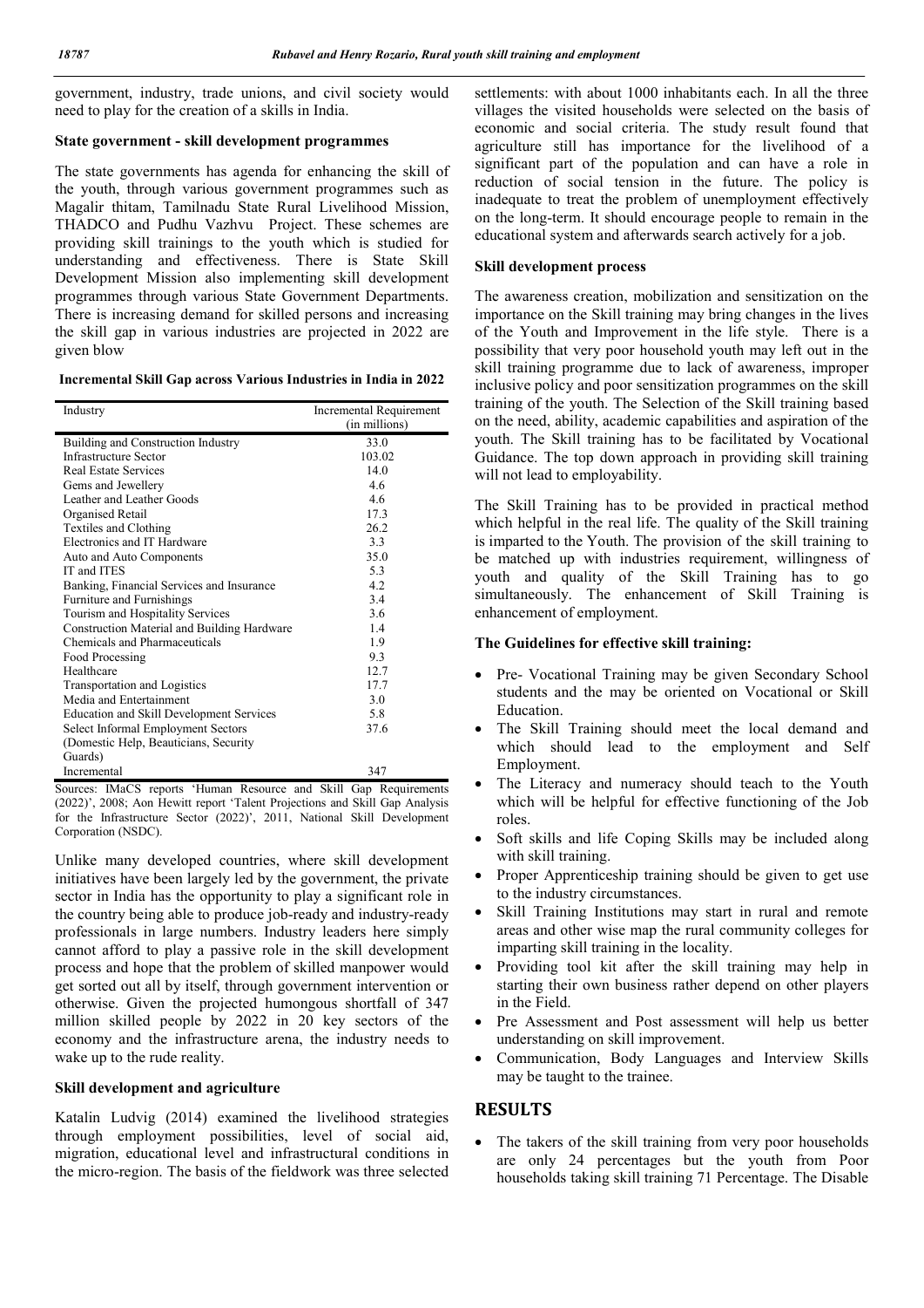government, industry, trade unions, and civil society would need to play for the creation of a skills in India.

### State government - skill development programmes

The state governments has agenda for enhancing the skill of the youth, through various government programmes such as Magalir thitam, Tamilnadu State Rural Livelihood Mission, THADCO and Pudhu Vazhvu Project. These schemes are providing skill trainings to the youth which is studied for understanding and effectiveness. There is State Skill Development Mission also implementing skill development programmes through various State Government Departments. There is increasing demand for skilled persons and increasing the skill gap in various industries are projected in 2022 are given blow

**Incremental Skill Gap across Various Industries in India in 2022**

| Industry | Incremental Requirement (in millions) |
|---|---|
| Building and Construction Industry | 33.0 |
| Infrastructure Sector | 103.02 |
| Real Estate Services | 14.0 |
| Gems and Jewellery | 4.6 |
| Leather and Leather Goods | 4.6 |
| Organised Retail | 17.3 |
| Textiles and Clothing | 26.2 |
| Electronics and IT Hardware | 3.3 |
| Auto and Auto Components | 35.0 |
| IT and ITES | 5.3 |
| Banking, Financial Services and Insurance | 4.2 |
| Furniture and Furnishings | 3.4 |
| Tourism and Hospitality Services | 3.6 |
| Construction Material and Building Hardware | 1.4 |
| Chemicals and Pharmaceuticals | 1.9 |
| Food Processing | 9.3 |
| Healthcare | 12.7 |
| Transportation and Logistics | 17.7 |
| Media and Entertainment | 3.0 |
| Education and Skill Development Services | 5.8 |
| Select Informal Employment Sectors (Domestic Help, Beauticians, Security Guards) | 37.6 |
| Incremental | 347 |

Sources: IMaCS reports 'Human Resource and Skill Gap Requirements (2022)', 2008; Aon Hewitt report 'Talent Projections and Skill Gap Analysis for the Infrastructure Sector (2022)', 2011, National Skill Development Corporation (NSDC).

Unlike many developed countries, where skill development initiatives have been largely led by the government, the private sector in India has the opportunity to play a significant role in the country being able to produce job-ready and industry-ready professionals in large numbers. Industry leaders here simply cannot afford to play a passive role in the skill development process and hope that the problem of skilled manpower would get sorted out all by itself, through government intervention or otherwise. Given the projected humongous shortfall of 347 million skilled people by 2022 in 20 key sectors of the economy and the infrastructure arena, the industry needs to wake up to the rude reality.

### Skill development and agriculture

Katalin Ludvig (2014) examined the livelihood strategies through employment possibilities, level of social aid, migration, educational level and infrastructural conditions in the micro-region. The basis of the fieldwork was three selected settlements: with about 1000 inhabitants each. In all the three villages the visited households were selected on the basis of economic and social criteria. The study result found that agriculture still has importance for the livelihood of a significant part of the population and can have a role in reduction of social tension in the future. The policy is inadequate to treat the problem of unemployment effectively on the long-term. It should encourage people to remain in the educational system and afterwards search actively for a job.

### Skill development process

The awareness creation, mobilization and sensitization on the importance on the Skill training may bring changes in the lives of the Youth and Improvement in the life style. There is a possibility that very poor household youth may left out in the skill training programme due to lack of awareness, improper inclusive policy and poor sensitization programmes on the skill training of the youth. The Selection of the Skill training based on the need, ability, academic capabilities and aspiration of the youth. The Skill training has to be facilitated by Vocational Guidance. The top down approach in providing skill training will not lead to employability.

The Skill Training has to be provided in practical method which helpful in the real life. The quality of the Skill training is imparted to the Youth. The provision of the skill training to be matched up with industries requirement, willingness of youth and quality of the Skill Training has to go simultaneously. The enhancement of Skill Training is enhancement of employment.

### The Guidelines for effective skill training:

- Pre- Vocational Training may be given Secondary School students and the may be oriented on Vocational or Skill Education.
- The Skill Training should meet the local demand and which should lead to the employment and Self Employment.
- The Literacy and numeracy should teach to the Youth which will be helpful for effective functioning of the Job roles.
- Soft skills and life Coping Skills may be included along with skill training.
- Proper Apprenticeship training should be given to get use to the industry circumstances.
- Skill Training Institutions may start in rural and remote areas and other wise map the rural community colleges for imparting skill training in the locality.
- Providing tool kit after the skill training may help in starting their own business rather depend on other players in the Field.
- Pre Assessment and Post assessment will help us better understanding on skill improvement.
- Communication, Body Languages and Interview Skills may be taught to the trainee.

## RESULTS

- The takers of the skill training from very poor households are only 24 percentages but the youth from Poor households taking skill training 71 Percentage. The Disable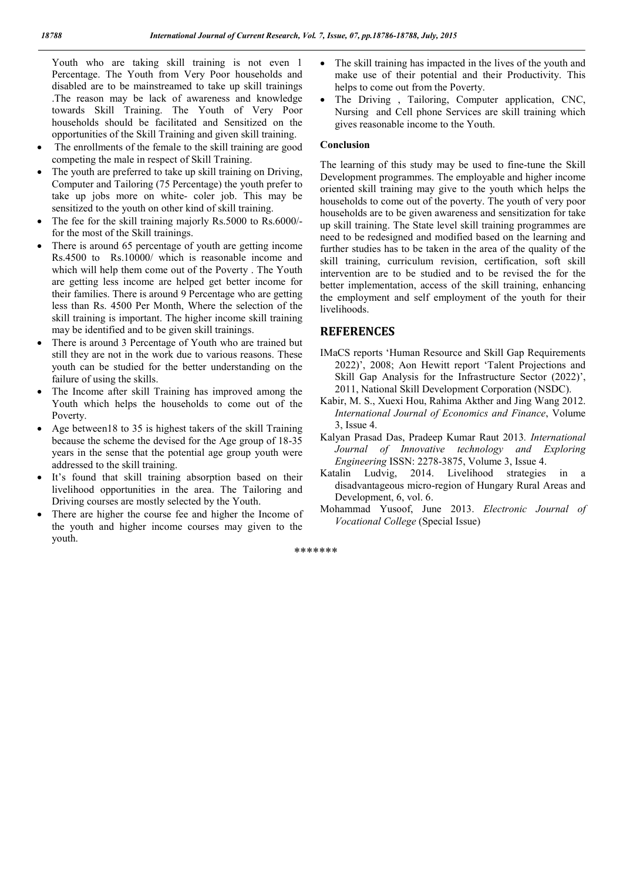Youth who are taking skill training is not even 1 Percentage. The Youth from Very Poor households and disabled are to be mainstreamed to take up skill trainings .The reason may be lack of awareness and knowledge towards Skill Training. The Youth of Very Poor households should be facilitated and Sensitized on the opportunities of the Skill Training and given skill training.

- The enrollments of the female to the skill training are good competing the male in respect of Skill Training.
- The youth are preferred to take up skill training on Driving, Computer and Tailoring (75 Percentage) the youth prefer to take up jobs more on white- coler job. This may be sensitized to the youth on other kind of skill training.
- The fee for the skill training majorly Rs.5000 to Rs.6000/- for the most of the Skill trainings.
- There is around 65 percentage of youth are getting income Rs.4500 to Rs.10000/ which is reasonable income and which will help them come out of the Poverty . The Youth are getting less income are helped get better income for their families. There is around 9 Percentage who are getting less than Rs. 4500 Per Month, Where the selection of the skill training is important. The higher income skill training may be identified and to be given skill trainings.
- There is around 3 Percentage of Youth who are trained but still they are not in the work due to various reasons. These youth can be studied for the better understanding on the failure of using the skills.
- The Income after skill Training has improved among the Youth which helps the households to come out of the Poverty.
- Age between18 to 35 is highest takers of the skill Training because the scheme the devised for the Age group of 18-35 years in the sense that the potential age group youth were addressed to the skill training.
- It's found that skill training absorption based on their livelihood opportunities in the area. The Tailoring and Driving courses are mostly selected by the Youth.
- There are higher the course fee and higher the Income of the youth and higher income courses may given to the youth.
- The skill training has impacted in the lives of the youth and make use of their potential and their Productivity. This helps to come out from the Poverty.
- The Driving , Tailoring, Computer application, CNC, Nursing and Cell phone Services are skill training which gives reasonable income to the Youth.

**Conclusion**

The learning of this study may be used to fine-tune the Skill Development programmes. The employable and higher income oriented skill training may give to the youth which helps the households to come out of the poverty. The youth of very poor households are to be given awareness and sensitization for take up skill training. The State level skill training programmes are need to be redesigned and modified based on the learning and further studies has to be taken in the area of the quality of the skill training, curriculum revision, certification, soft skill intervention are to be studied and to be revised the for the better implementation, access of the skill training, enhancing the employment and self employment of the youth for their livelihoods.

## REFERENCES

IMaCS reports 'Human Resource and Skill Gap Requirements 2022)', 2008; Aon Hewitt report 'Talent Projections and Skill Gap Analysis for the Infrastructure Sector (2022)', 2011, National Skill Development Corporation (NSDC).

Kabir, M. S., Xuexi Hou, Rahima Akther and Jing Wang 2012. *International Journal of Economics and Finance*, Volume 3, Issue 4.

Kalyan Prasad Das, Pradeep Kumar Raut 2013. *International Journal of Innovative technology and Exploring Engineering* ISSN: 2278-3875, Volume 3, Issue 4.

Katalin Ludvig, 2014. Livelihood strategies in a disadvantageous micro-region of Hungary Rural Areas and Development, 6, vol. 6.

Mohammad Yusoof, June 2013. *Electronic Journal of Vocational College* (Special Issue)

*******